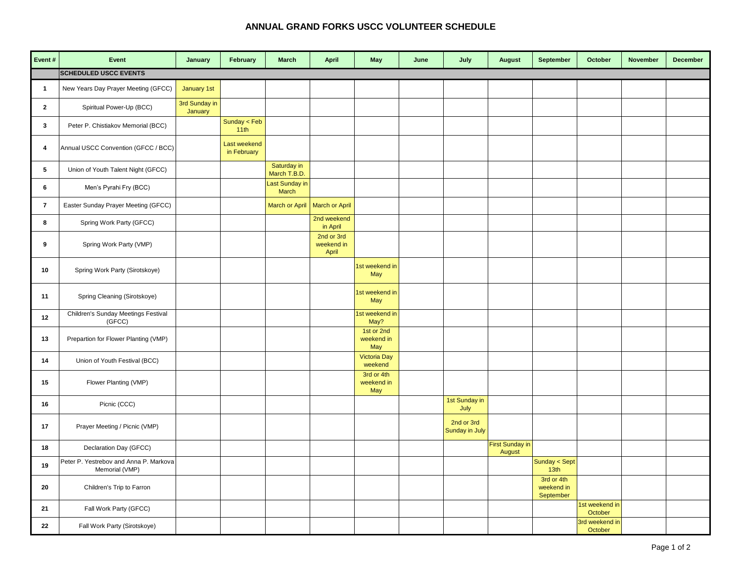# ANNUAL GRAND FORKS USCC VOLUNTEER SCHEDULE

| Event # | Event | January | February | March | April | May | June | July | August | September | October | November | December |
|---|---|---|---|---|---|---|---|---|---|---|---|---|---|
| | **SCHEDULED USCC EVENTS** | | | | | | | | | | | | |
| 1 | New Years Day Prayer Meeting (GFCC) | January 1st | | | | | | | | | | | |
| 2 | Spiritual Power-Up (BCC) | 3rd Sunday in January | | | | | | | | | | | |
| 3 | Peter P. Chistiakov Memorial (BCC) | | Sunday < Feb 11th | | | | | | | | | | |
| 4 | Annual USCC Convention (GFCC / BCC) | | Last weekend in February | | | | | | | | | | |
| 5 | Union of Youth Talent Night (GFCC) | | | Saturday in March T.B.D. | | | | | | | | | |
| 6 | Men's Pyrahi Fry (BCC) | | | Last Sunday in March | | | | | | | | | |
| 7 | Easter Sunday Prayer Meeting (GFCC) | | | March or April | March or April | | | | | | | | |
| 8 | Spring Work Party (GFCC) | | | | 2nd weekend in April | | | | | | | | |
| 9 | Spring Work Party (VMP) | | | | 2nd or 3rd weekend in April | | | | | | | | |
| 10 | Spring Work Party (Sirotskoye) | | | | | 1st weekend in May | | | | | | | |
| 11 | Spring Cleaning (Sirotskoye) | | | | | 1st weekend in May | | | | | | | |
| 12 | Children's Sunday Meetings Festival (GFCC) | | | | | 1st weekend in May? | | | | | | | |
| 13 | Prepartion for Flower Planting (VMP) | | | | | 1st or 2nd weekend in May | | | | | | | |
| 14 | Union of Youth Festival (BCC) | | | | | Victoria Day weekend | | | | | | | |
| 15 | Flower Planting (VMP) | | | | | 3rd or 4th weekend in May | | | | | | | |
| 16 | Picnic (CCC) | | | | | | | 1st Sunday in July | | | | | |
| 17 | Prayer Meeting / Picnic (VMP) | | | | | | | 2nd or 3rd Sunday in July | | | | | |
| 18 | Declaration Day (GFCC) | | | | | | | | First Sunday in August | | | | |
| 19 | Peter P. Yestrebov and Anna P. Markova Memorial (VMP) | | | | | | | | | Sunday < Sept 13th | | | |
| 20 | Children's Trip to Farron | | | | | | | | | 3rd or 4th weekend in September | | | |
| 21 | Fall Work Party (GFCC) | | | | | | | | | | 1st weekend in October | | |
| 22 | Fall Work Party (Sirotskoye) | | | | | | | | | | 3rd weekend in October | | |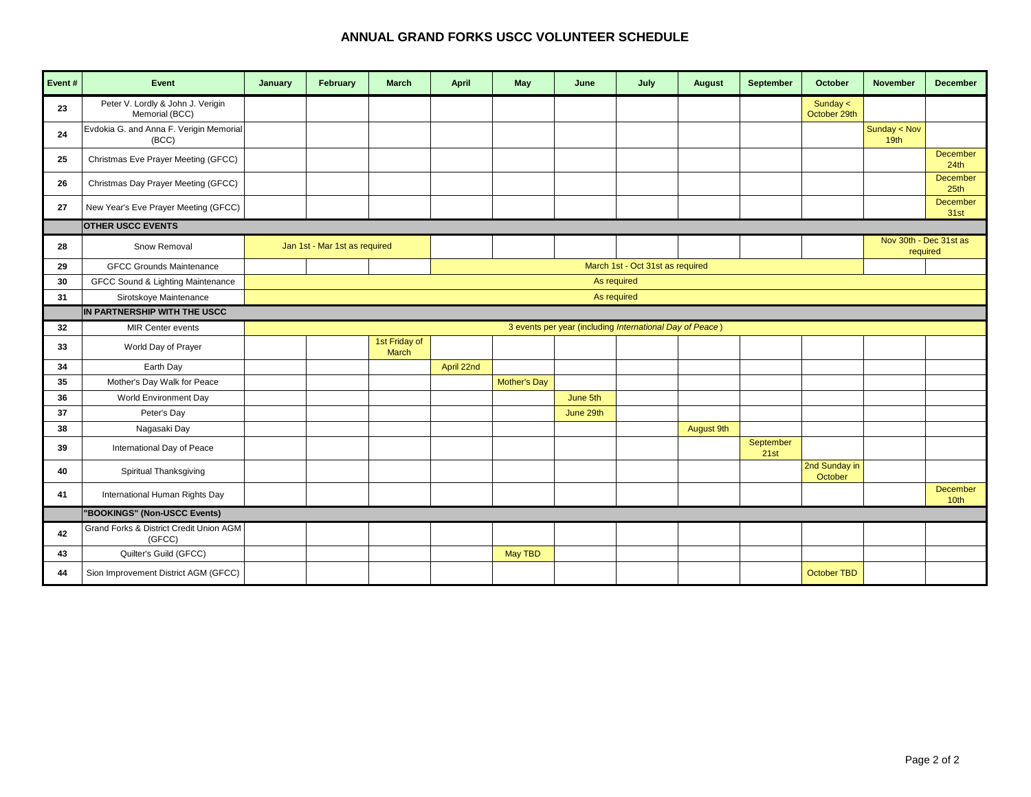# ANNUAL GRAND FORKS USCC VOLUNTEER SCHEDULE

| Event # | Event | January | February | March | April | May | June | July | August | September | October | November | December |
|---|---|---|---|---|---|---|---|---|---|---|---|---|---|
| 23 | Peter V. Lordly & John J. Verigin Memorial (BCC) | | | | | | | | | | Sunday < October 29th | | |
| 24 | Evdokia G. and Anna F. Verigin Memorial (BCC) | | | | | | | | | | | Sunday < Nov 19th | |
| 25 | Christmas Eve Prayer Meeting (GFCC) | | | | | | | | | | | | December 24th |
| 26 | Christmas Day Prayer Meeting (GFCC) | | | | | | | | | | | | December 25th |
| 27 | New Year's Eve Prayer Meeting (GFCC) | | | | | | | | | | | | December 31st |
| | **OTHER USCC EVENTS** | | | | | | | | | | | | |
| 28 | Snow Removal | Jan 1st - Mar 1st as required | | | | | | | | | | Nov 30th - Dec 31st as required | |
| 29 | GFCC Grounds Maintenance | | | | March 1st - Oct 31st as required | | | | | | | | |
| 30 | GFCC Sound & Lighting Maintenance | As required | | | | | | | | | | | |
| 31 | Sirotskoye Maintenance | As required | | | | | | | | | | | |
| | **IN PARTNERSHIP WITH THE USCC** | | | | | | | | | | | | |
| 32 | MIR Center events | 3 events per year (including *International Day of Peace*) | | | | | | | | | | | |
| 33 | World Day of Prayer | | | 1st Friday of March | | | | | | | | | |
| 34 | Earth Day | | | | April 22nd | | | | | | | | |
| 35 | Mother's Day Walk for Peace | | | | | Mother's Day | | | | | | | |
| 36 | World Environment Day | | | | | | June 5th | | | | | | |
| 37 | Peter's Day | | | | | | June 29th | | | | | | |
| 38 | Nagasaki Day | | | | | | | | August 9th | | | | |
| 39 | International Day of Peace | | | | | | | | | September 21st | | | |
| 40 | Spiritual Thanksgiving | | | | | | | | | | 2nd Sunday in October | | |
| 41 | International Human Rights Day | | | | | | | | | | | | December 10th |
| | **"BOOKINGS" (Non-USCC Events)** | | | | | | | | | | | | |
| 42 | Grand Forks & District Credit Union AGM (GFCC) | | | | | | | | | | | | |
| 43 | Quilter's Guild (GFCC) | | | | | May TBD | | | | | | | |
| 44 | Sion Improvement District AGM (GFCC) | | | | | | | | | | October TBD | | |